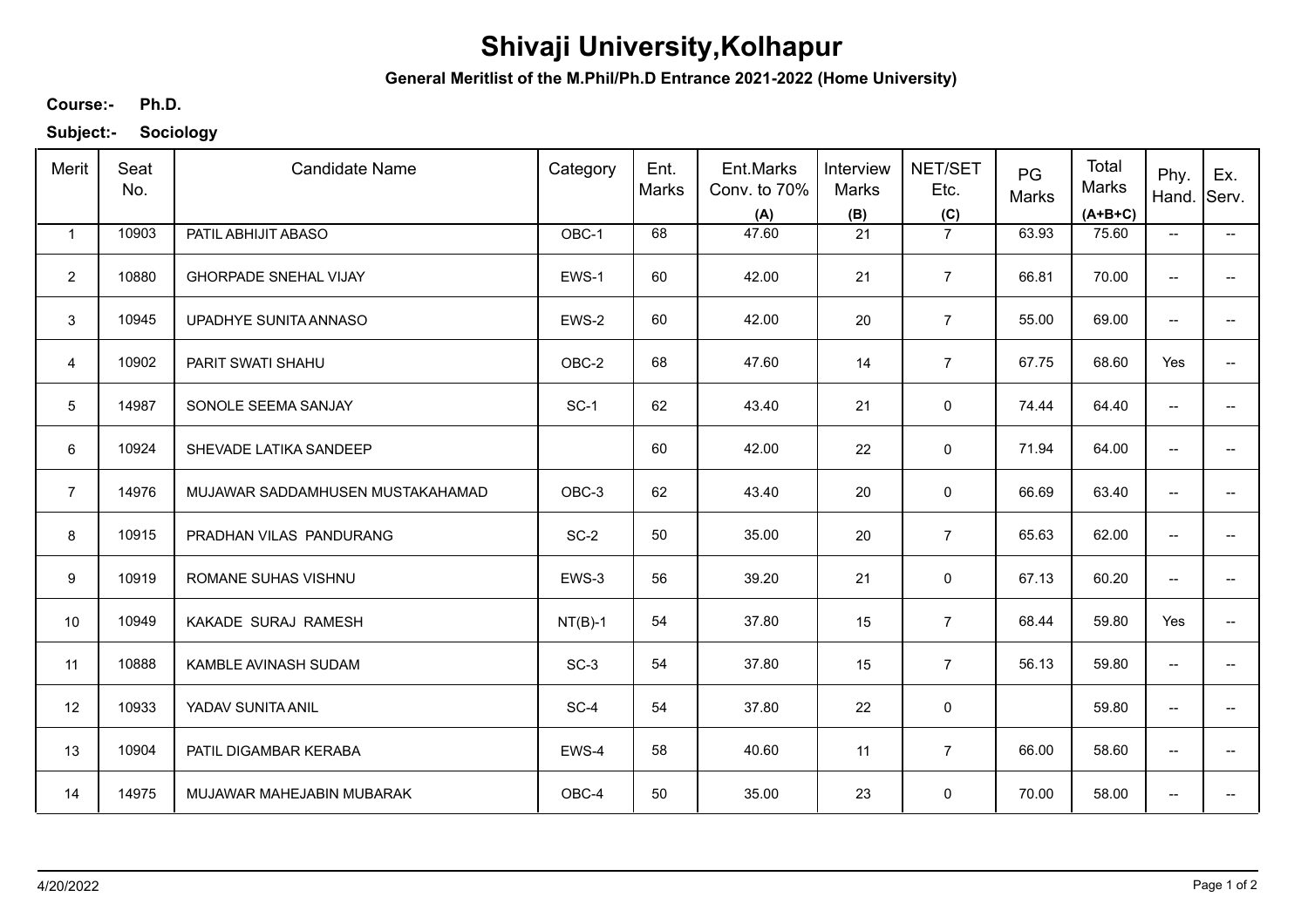# Shivaji University,Kolhapur

**General Meritlist of the M.Phil/Ph.D Entrance 2021-2022 (Home University)**

**Course:-** **Ph.D.**

**Subject:-** **Sociology**

| Merit | Seat No. | Candidate Name | Category | Ent. Marks | Ent.Marks Conv. to 70% (A) | Interview Marks (B) | NET/SET Etc. (C) | PG Marks | Total Marks (A+B+C) | Phy. Hand. | Ex. Serv. |
|---|---|---|---|---|---|---|---|---|---|---|---|
| 1 | 10903 | PATIL ABHIJIT ABASO | OBC-1 | 68 | 47.60 | 21 | 7 | 63.93 | 75.60 | -- | -- |
| 2 | 10880 | GHORPADE SNEHAL VIJAY | EWS-1 | 60 | 42.00 | 21 | 7 | 66.81 | 70.00 | -- | -- |
| 3 | 10945 | UPADHYE SUNITA ANNASO | EWS-2 | 60 | 42.00 | 20 | 7 | 55.00 | 69.00 | -- | -- |
| 4 | 10902 | PARIT SWATI SHAHU | OBC-2 | 68 | 47.60 | 14 | 7 | 67.75 | 68.60 | Yes | -- |
| 5 | 14987 | SONOLE SEEMA SANJAY | SC-1 | 62 | 43.40 | 21 | 0 | 74.44 | 64.40 | -- | -- |
| 6 | 10924 | SHEVADE LATIKA SANDEEP | | 60 | 42.00 | 22 | 0 | 71.94 | 64.00 | -- | -- |
| 7 | 14976 | MUJAWAR SADDAMHUSEN MUSTAKAHAMAD | OBC-3 | 62 | 43.40 | 20 | 0 | 66.69 | 63.40 | -- | -- |
| 8 | 10915 | PRADHAN VILAS PANDURANG | SC-2 | 50 | 35.00 | 20 | 7 | 65.63 | 62.00 | -- | -- |
| 9 | 10919 | ROMANE SUHAS VISHNU | EWS-3 | 56 | 39.20 | 21 | 0 | 67.13 | 60.20 | -- | -- |
| 10 | 10949 | KAKADE SURAJ RAMESH | NT(B)-1 | 54 | 37.80 | 15 | 7 | 68.44 | 59.80 | Yes | -- |
| 11 | 10888 | KAMBLE AVINASH SUDAM | SC-3 | 54 | 37.80 | 15 | 7 | 56.13 | 59.80 | -- | -- |
| 12 | 10933 | YADAV SUNITA ANIL | SC-4 | 54 | 37.80 | 22 | 0 | | 59.80 | -- | -- |
| 13 | 10904 | PATIL DIGAMBAR KERABA | EWS-4 | 58 | 40.60 | 11 | 7 | 66.00 | 58.60 | -- | -- |
| 14 | 14975 | MUJAWAR MAHEJABIN MUBARAK | OBC-4 | 50 | 35.00 | 23 | 0 | 70.00 | 58.00 | -- | -- |

4/20/2022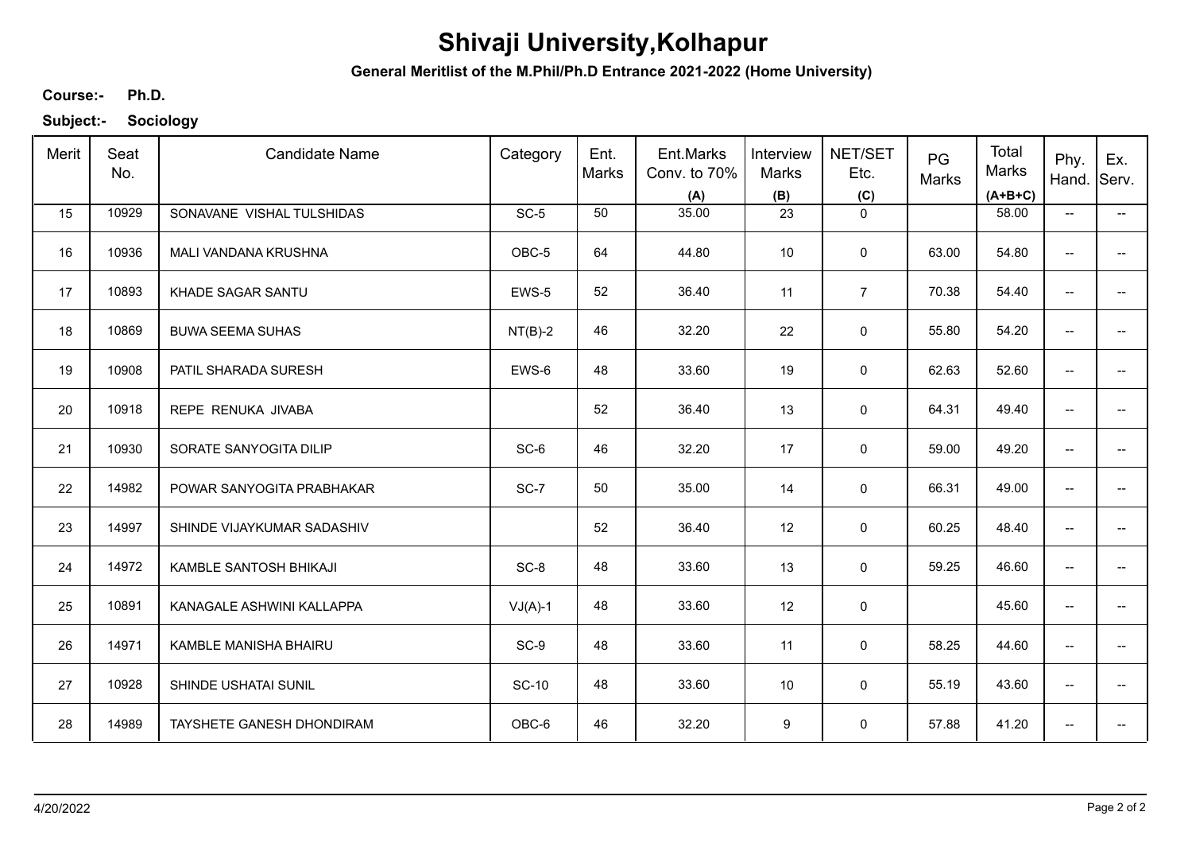# Shivaji University,Kolhapur

**General Meritlist of the M.Phil/Ph.D Entrance 2021-2022 (Home University)**

**Course:-** **Ph.D.**

**Subject:-** **Sociology**

| Merit | Seat No. | Candidate Name | Category | Ent. Marks | Ent.Marks Conv. to 70% (A) | Interview Marks (B) | NET/SET Etc. (C) | PG Marks | Total Marks (A+B+C) | Phy. Hand. | Ex. Serv. |
|---|---|---|---|---|---|---|---|---|---|---|---|
| 15 | 10929 | SONAVANE VISHAL TULSHIDAS | SC-5 | 50 | 35.00 | 23 | 0 | | 58.00 | -- | -- |
| 16 | 10936 | MALI VANDANA KRUSHNA | OBC-5 | 64 | 44.80 | 10 | 0 | 63.00 | 54.80 | -- | -- |
| 17 | 10893 | KHADE SAGAR SANTU | EWS-5 | 52 | 36.40 | 11 | 7 | 70.38 | 54.40 | -- | -- |
| 18 | 10869 | BUWA SEEMA SUHAS | NT(B)-2 | 46 | 32.20 | 22 | 0 | 55.80 | 54.20 | -- | -- |
| 19 | 10908 | PATIL SHARADA SURESH | EWS-6 | 48 | 33.60 | 19 | 0 | 62.63 | 52.60 | -- | -- |
| 20 | 10918 | REPE RENUKA JIVABA | | 52 | 36.40 | 13 | 0 | 64.31 | 49.40 | -- | -- |
| 21 | 10930 | SORATE SANYOGITA DILIP | SC-6 | 46 | 32.20 | 17 | 0 | 59.00 | 49.20 | -- | -- |
| 22 | 14982 | POWAR SANYOGITA PRABHAKAR | SC-7 | 50 | 35.00 | 14 | 0 | 66.31 | 49.00 | -- | -- |
| 23 | 14997 | SHINDE VIJAYKUMAR SADASHIV | | 52 | 36.40 | 12 | 0 | 60.25 | 48.40 | -- | -- |
| 24 | 14972 | KAMBLE SANTOSH BHIKAJI | SC-8 | 48 | 33.60 | 13 | 0 | 59.25 | 46.60 | -- | -- |
| 25 | 10891 | KANAGALE ASHWINI KALLAPPA | VJ(A)-1 | 48 | 33.60 | 12 | 0 | | 45.60 | -- | -- |
| 26 | 14971 | KAMBLE MANISHA BHAIRU | SC-9 | 48 | 33.60 | 11 | 0 | 58.25 | 44.60 | -- | -- |
| 27 | 10928 | SHINDE USHATAI SUNIL | SC-10 | 48 | 33.60 | 10 | 0 | 55.19 | 43.60 | -- | -- |
| 28 | 14989 | TAYSHETE GANESH DHONDIRAM | OBC-6 | 46 | 32.20 | 9 | 0 | 57.88 | 41.20 | -- | -- |

4/20/2022